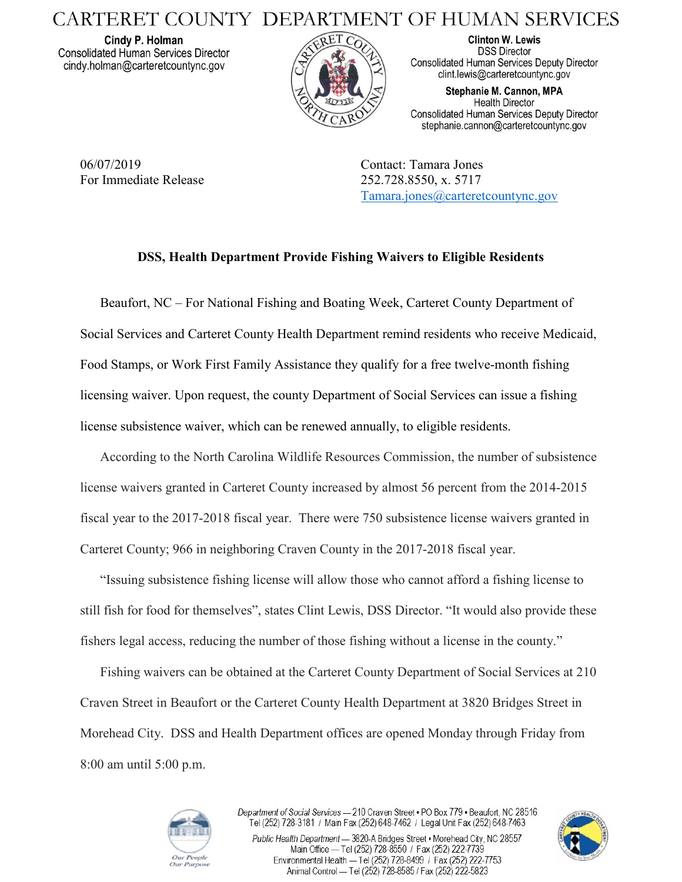# CARTERET COUNTY DEPARTMENT OF HUMAN SERVICES

**Cindy P. Holman**
Consolidated Human Services Director
cindy.holman@carteretcountync.gov

**Clinton W. Lewis**
DSS Director
Consolidated Human Services Deputy Director
clint.lewis@carteretcountync.gov

**Stephanie M. Cannon, MPA**
Health Director
Consolidated Human Services Deputy Director
stephanie.cannon@carteretcountync.gov

06/07/2019
For Immediate Release

Contact: Tamara Jones
252.728.8550, x. 5717
Tamara.jones@carteretcountync.gov

**DSS, Health Department Provide Fishing Waivers to Eligible Residents**

Beaufort, NC – For National Fishing and Boating Week, Carteret County Department of Social Services and Carteret County Health Department remind residents who receive Medicaid, Food Stamps, or Work First Family Assistance they qualify for a free twelve-month fishing licensing waiver. Upon request, the county Department of Social Services can issue a fishing license subsistence waiver, which can be renewed annually, to eligible residents.

According to the North Carolina Wildlife Resources Commission, the number of subsistence license waivers granted in Carteret County increased by almost 56 percent from the 2014-2015 fiscal year to the 2017-2018 fiscal year. There were 750 subsistence license waivers granted in Carteret County; 966 in neighboring Craven County in the 2017-2018 fiscal year.

"Issuing subsistence fishing license will allow those who cannot afford a fishing license to still fish for food for themselves", states Clint Lewis, DSS Director. "It would also provide these fishers legal access, reducing the number of those fishing without a license in the county."

Fishing waivers can be obtained at the Carteret County Department of Social Services at 210 Craven Street in Beaufort or the Carteret County Health Department at 3820 Bridges Street in Morehead City. DSS and Health Department offices are opened Monday through Friday from 8:00 am until 5:00 p.m.

*Department of Social Services* — 210 Craven Street • PO Box 779 • Beaufort, NC 28516
Tel (252) 728-3181 / Main Fax (252) 648-7462 / Legal Unit Fax (252) 648-7463

*Public Health Department* — 3820-A Bridges Street • Morehead City, NC 28557
Main Office — Tel (252) 728-8550 / Fax (252) 222-7739
Environmental Health — Tel (252) 728-8499 / Fax (252) 222-7753
Animal Control — Tel (252) 728-8585 / Fax (252) 222-5823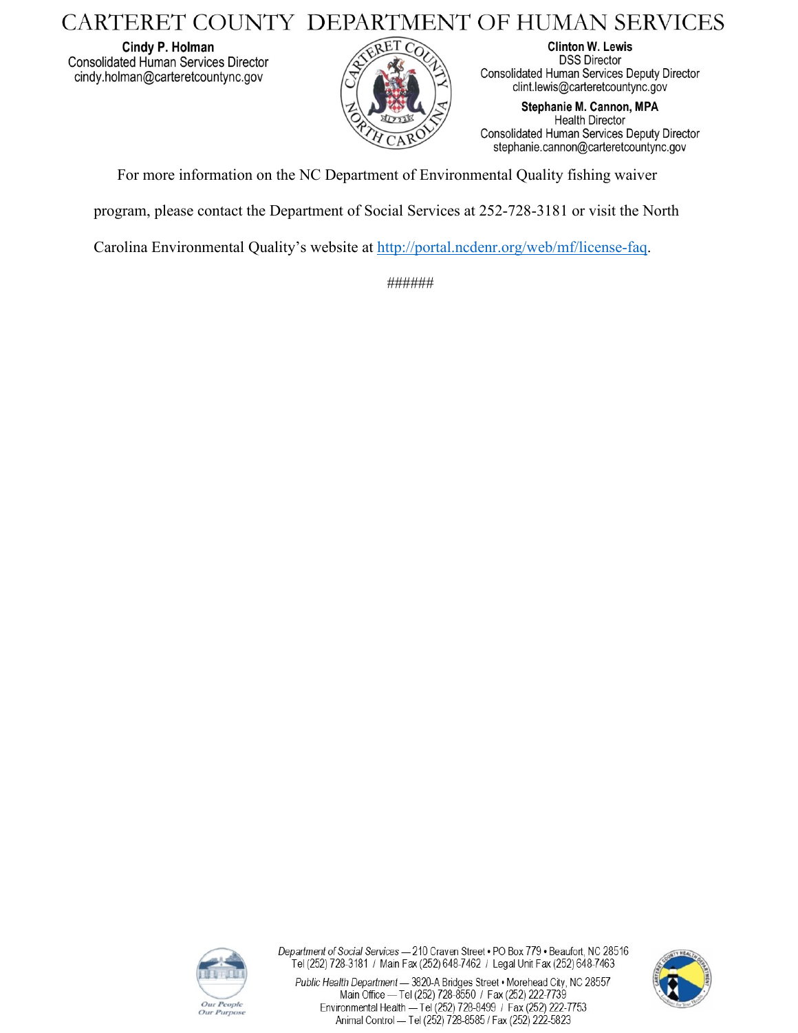# CARTERET COUNTY DEPARTMENT OF HUMAN SERVICES

**Cindy P. Holman**
Consolidated Human Services Director
cindy.holman@carteretcountync.gov

**Clinton W. Lewis**
DSS Director
Consolidated Human Services Deputy Director
clint.lewis@carteretcountync.gov

**Stephanie M. Cannon, MPA**
Health Director
Consolidated Human Services Deputy Director
stephanie.cannon@carteretcountync.gov

For more information on the NC Department of Environmental Quality fishing waiver program, please contact the Department of Social Services at 252-728-3181 or visit the North Carolina Environmental Quality's website at http://portal.ncdenr.org/web/mf/license-faq.

######

*Department of Social Services* — 210 Craven Street • PO Box 779 • Beaufort, NC 28516
Tel (252) 728-3181 / Main Fax (252) 648-7462 / Legal Unit Fax (252) 648-7463

*Public Health Department* — 3820-A Bridges Street • Morehead City, NC 28557
Main Office — Tel (252) 728-8550 / Fax (252) 222-7739
Environmental Health — Tel (252) 728-8499 / Fax (252) 222-7753
Animal Control — Tel (252) 728-8585 / Fax (252) 222-5823